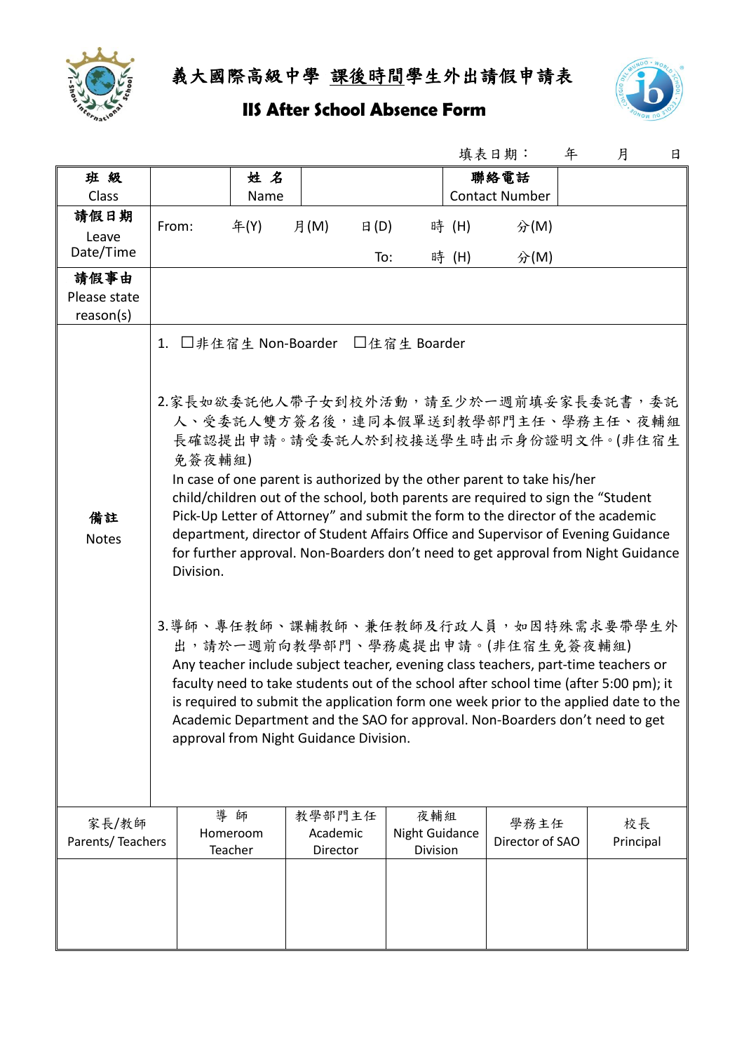# 義大國際高級中學 課後時間學生外出請假申請表

## IIS After School Absence Form

填表日期：　　年　　月　　日

| 班 級 Class | | 姓 名 Name | | 聯絡電話 Contact Number | |
|---|---|---|---|---|---|
| 請假日期 Leave Date/Time | From:　　年(Y)　　月(M)　　日(D)　　時 (H)　　分(M)<br>To:　　時 (H)　　分(M) | | | | |
| 請假事由 Please state reason(s) | | | | | |
| 備註 Notes | 1. ☐非住宿生 Non-Boarder　☐住宿生 Boarder<br><br>2.家長如欲委託他人帶子女到校外活動，請至少於一週前填妥家長委託書，委託人、受委託人雙方簽名後，連同本假單送到教學部門主任、學務主任、夜輔組長確認提出申請。請受委託人於到校接送學生時出示身份證明文件。(非住宿生免簽夜輔組)<br>In case of one parent is authorized by the other parent to take his/her child/children out of the school, both parents are required to sign the "Student Pick-Up Letter of Attorney" and submit the form to the director of the academic department, director of Student Affairs Office and Supervisor of Evening Guidance for further approval. Non-Boarders don't need to get approval from Night Guidance Division.<br><br>3.導師、專任教師、課輔教師、兼任教師及行政人員，如因特殊需求要帶學生外出，請於一週前向教學部門、學務處提出申請。(非住宿生免簽夜輔組)<br>Any teacher include subject teacher, evening class teachers, part-time teachers or faculty need to take students out of the school after school time (after 5:00 pm); it is required to submit the application form one week prior to the applied date to the Academic Department and the SAO for approval. Non-Boarders don't need to get approval from Night Guidance Division. | | | | |

| 家長/教師 Parents/ Teachers | 導 師 Homeroom Teacher | 教學部門主任 Academic Director | 夜輔組 Night Guidance Division | 學務主任 Director of SAO | 校長 Principal |
|---|---|---|---|---|---|
| | | | | | |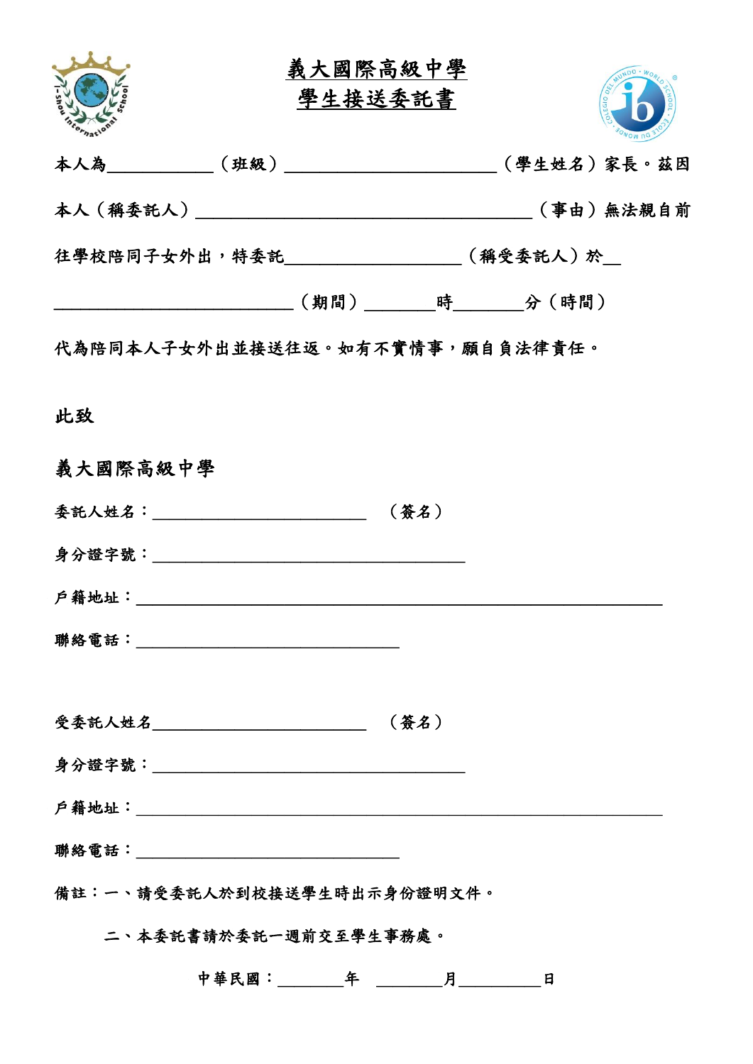# 義大國際高級中學
# 學生接送委託書

本人為＿＿＿＿＿＿（班級）＿＿＿＿＿＿＿＿＿＿＿＿（學生姓名）家長。茲因本人（稱委託人）＿＿＿＿＿＿＿＿＿＿＿＿＿＿＿＿＿＿＿＿（事由）無法親自前往學校陪同子女外出，特委託＿＿＿＿＿＿＿＿＿＿（稱受委託人）於＿＿＿＿＿＿＿＿＿＿＿＿＿＿＿＿＿（期間）＿＿＿＿時＿＿＿＿分（時間）代為陪同本人子女外出並接送往返。如有不實情事，願自負法律責任。

此致

義大國際高級中學

委託人姓名：＿＿＿＿＿＿＿＿＿＿＿＿＿＿　（簽名）

身分證字號：＿＿＿＿＿＿＿＿＿＿＿＿＿＿＿＿＿＿＿＿

戶籍地址：＿＿＿＿＿＿＿＿＿＿＿＿＿＿＿＿＿＿＿＿＿＿＿＿＿＿＿＿＿＿＿＿＿＿

聯絡電話：＿＿＿＿＿＿＿＿＿＿＿＿＿＿＿＿＿

受委託人姓名＿＿＿＿＿＿＿＿＿＿＿＿＿＿　（簽名）

身分證字號：＿＿＿＿＿＿＿＿＿＿＿＿＿＿＿＿＿＿＿＿

戶籍地址：＿＿＿＿＿＿＿＿＿＿＿＿＿＿＿＿＿＿＿＿＿＿＿＿＿＿＿＿＿＿＿＿＿＿

聯絡電話：＿＿＿＿＿＿＿＿＿＿＿＿＿＿＿＿＿

備註：一、請受委託人於到校接送學生時出示身份證明文件。

二、本委託書請於委託一週前交至學生事務處。

中華民國：＿＿＿＿年　＿＿＿＿月＿＿＿＿＿日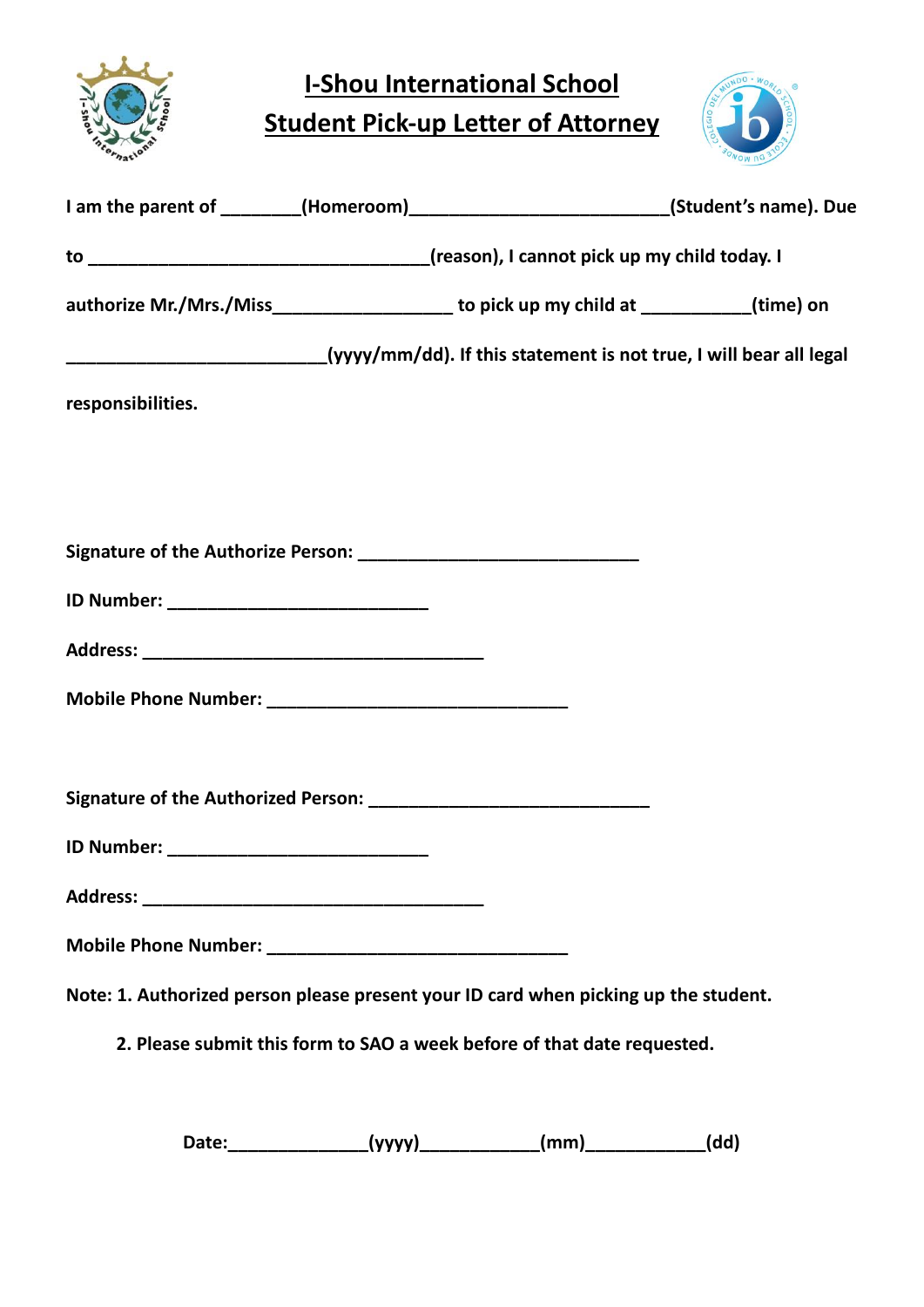# I-Shou International School

## Student Pick-up Letter of Attorney

**I am the parent of ________(Homeroom)__________________________(Student's name). Due to __________________________________(reason), I cannot pick up my child today. I authorize Mr./Mrs./Miss_________________ to pick up my child at __________(time) on __________________________(yyyy/mm/dd). If this statement is not true, I will bear all legal responsibilities.**

**Signature of the Authorize Person: ____________________________**

**ID Number: __________________________**

**Address: __________________________________**

**Mobile Phone Number: ______________________________**

**Signature of the Authorized Person: ____________________________**

**ID Number: __________________________**

**Address: __________________________________**

**Mobile Phone Number: ______________________________**

**Note: 1. Authorized person please present your ID card when picking up the student.**

**2. Please submit this form to SAO a week before of that date requested.**

**Date:______________(yyyy)___________(mm)___________(dd)**